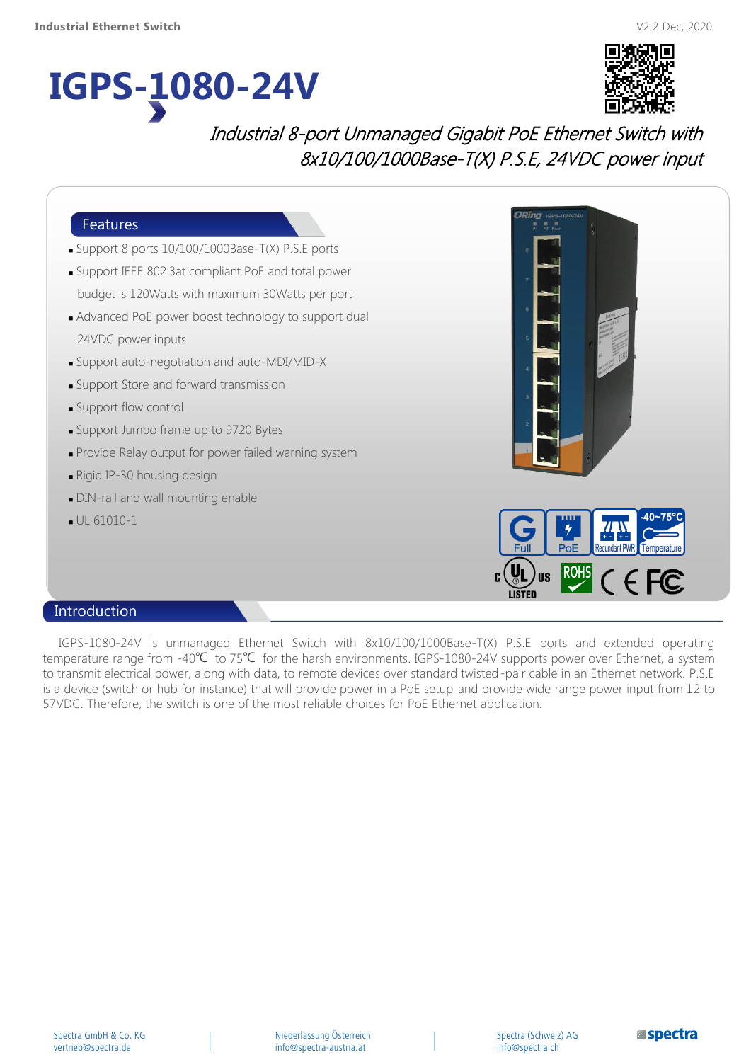# IGPS-1080-24V

*Industrial 8-port Unmanaged Gigabit PoE Ethernet Switch with 8x10/100/1000Base-T(X) P.S.E, 24VDC power input*

## Features

- Support 8 ports 10/100/1000Base-T(X) P.S.E ports
- Support IEEE 802.3at compliant PoE and total power budget is 120Watts with maximum 30Watts per port
- Advanced PoE power boost technology to support dual 24VDC power inputs
- Support auto-negotiation and auto-MDI/MID-X
- Support Store and forward transmission
- Support flow control
- Support Jumbo frame up to 9720 Bytes
- Provide Relay output for power failed warning system
- Rigid IP-30 housing design
- DIN-rail and wall mounting enable
- UL 61010-1

## Introduction

IGPS-1080-24V is unmanaged Ethernet Switch with 8x10/100/1000Base-T(X) P.S.E ports and extended operating temperature range from -40℃ to 75℃ for the harsh environments. IGPS-1080-24V supports power over Ethernet, a system to transmit electrical power, along with data, to remote devices over standard twisted-pair cable in an Ethernet network. P.S.E is a device (switch or hub for instance) that will provide power in a PoE setup and provide wide range power input from 12 to 57VDC. Therefore, the switch is one of the most reliable choices for PoE Ethernet application.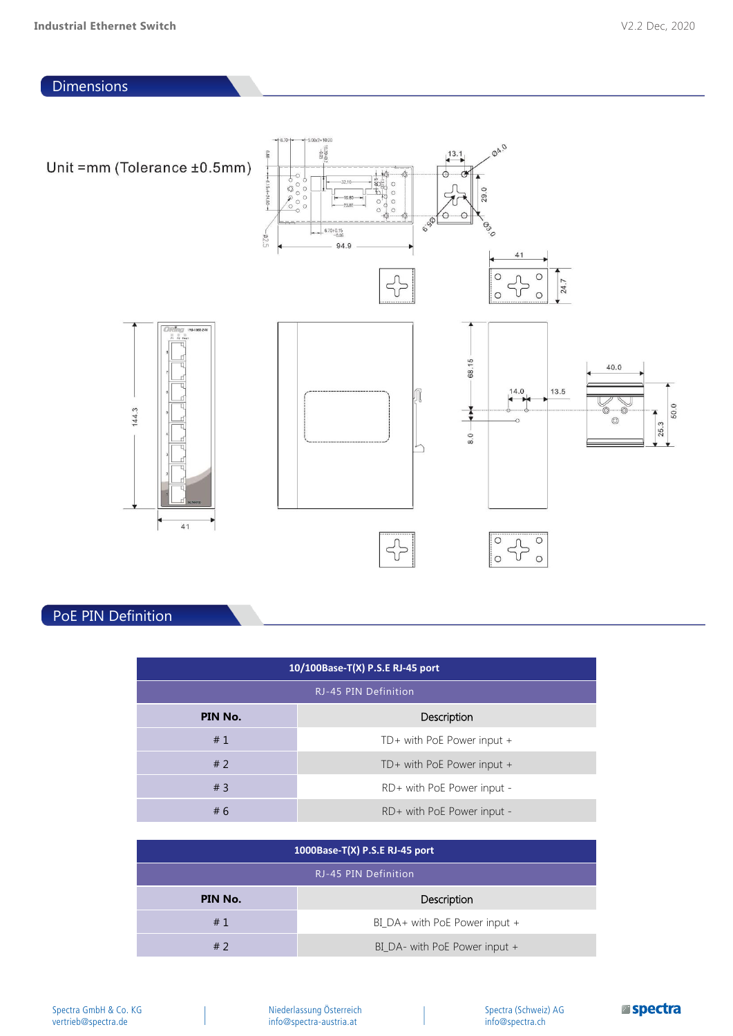## Dimensions

Unit =mm (Tolerance ±0.5mm)

## PoE PIN Definition

| 10/100Base-T(X) P.S.E RJ-45 port | |
|---|---|
| RJ-45 PIN Definition | |
| **PIN No.** | **Description** |
| # 1 | TD+ with PoE Power input + |
| # 2 | TD+ with PoE Power input + |
| # 3 | RD+ with PoE Power input - |
| # 6 | RD+ with PoE Power input - |

| 1000Base-T(X) P.S.E RJ-45 port | |
|---|---|
| RJ-45 PIN Definition | |
| **PIN No.** | **Description** |
| # 1 | BI_DA+ with PoE Power input + |
| # 2 | BI_DA- with PoE Power input + |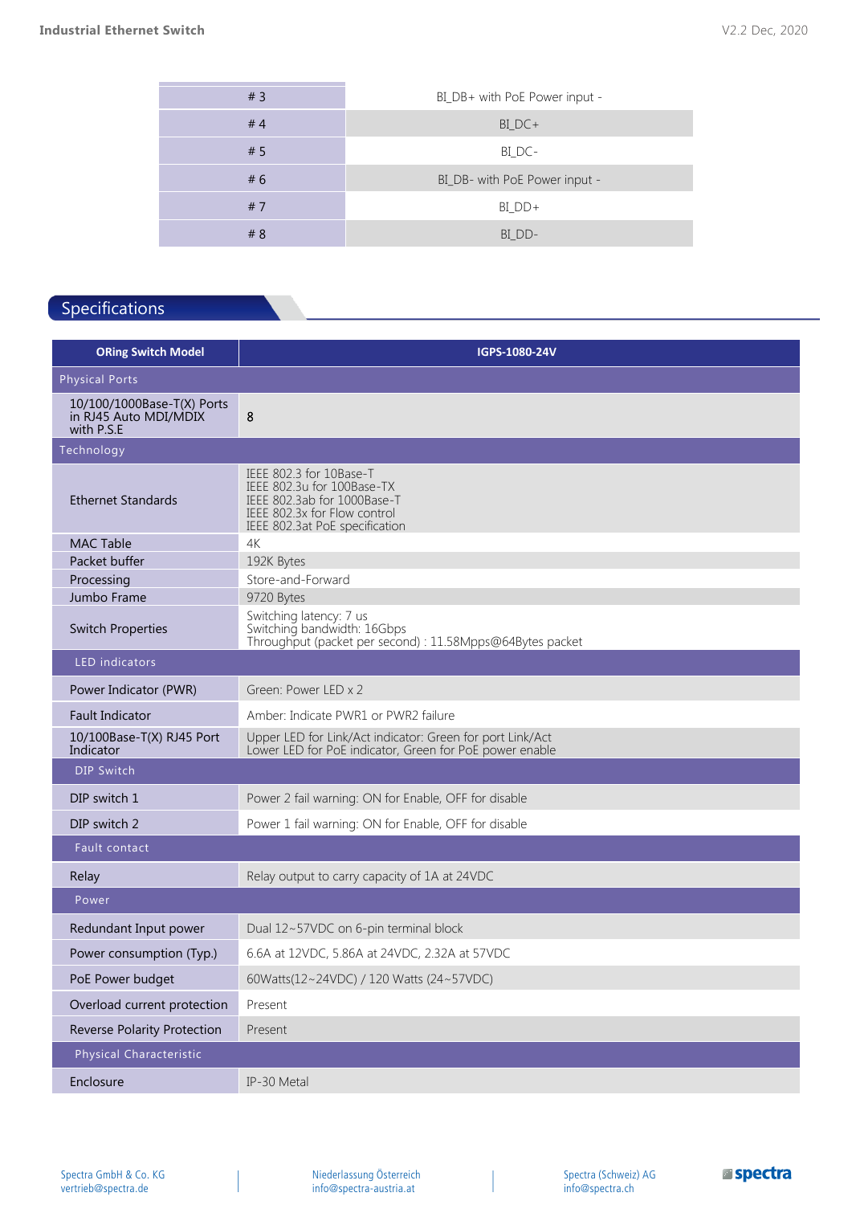| # 3 | BI_DB+ with PoE Power input - |
|---|---|
| # 4 | BI_DC+ |
| # 5 | BI_DC- |
| # 6 | BI_DB- with PoE Power input - |
| # 7 | BI_DD+ |
| # 8 | BI_DD- |

## Specifications

| ORing Switch Model | IGPS-1080-24V |
|---|---|
| **Physical Ports** | |
| 10/100/1000Base-T(X) Ports in RJ45 Auto MDI/MDIX with P.S.E | 8 |
| **Technology** | |
| Ethernet Standards | IEEE 802.3 for 10Base-T<br>IEEE 802.3u for 100Base-TX<br>IEEE 802.3ab for 1000Base-T<br>IEEE 802.3x for Flow control<br>IEEE 802.3at PoE specification |
| MAC Table | 4K |
| Packet buffer | 192K Bytes |
| Processing | Store-and-Forward |
| Jumbo Frame | 9720 Bytes |
| Switch Properties | Switching latency: 7 us<br>Switching bandwidth: 16Gbps<br>Throughput (packet per second) : 11.58Mpps@64Bytes packet |
| **LED indicators** | |
| Power Indicator (PWR) | Green: Power LED x 2 |
| Fault Indicator | Amber: Indicate PWR1 or PWR2 failure |
| 10/100Base-T(X) RJ45 Port Indicator | Upper LED for Link/Act indicator: Green for port Link/Act<br>Lower LED for PoE indicator, Green for PoE power enable |
| **DIP Switch** | |
| DIP switch 1 | Power 2 fail warning: ON for Enable, OFF for disable |
| DIP switch 2 | Power 1 fail warning: ON for Enable, OFF for disable |
| **Fault contact** | |
| Relay | Relay output to carry capacity of 1A at 24VDC |
| **Power** | |
| Redundant Input power | Dual 12~57VDC on 6-pin terminal block |
| Power consumption (Typ.) | 6.6A at 12VDC, 5.86A at 24VDC, 2.32A at 57VDC |
| PoE Power budget | 60Watts(12~24VDC) / 120 Watts (24~57VDC) |
| Overload current protection | Present |
| Reverse Polarity Protection | Present |
| **Physical Characteristic** | |
| Enclosure | IP-30 Metal |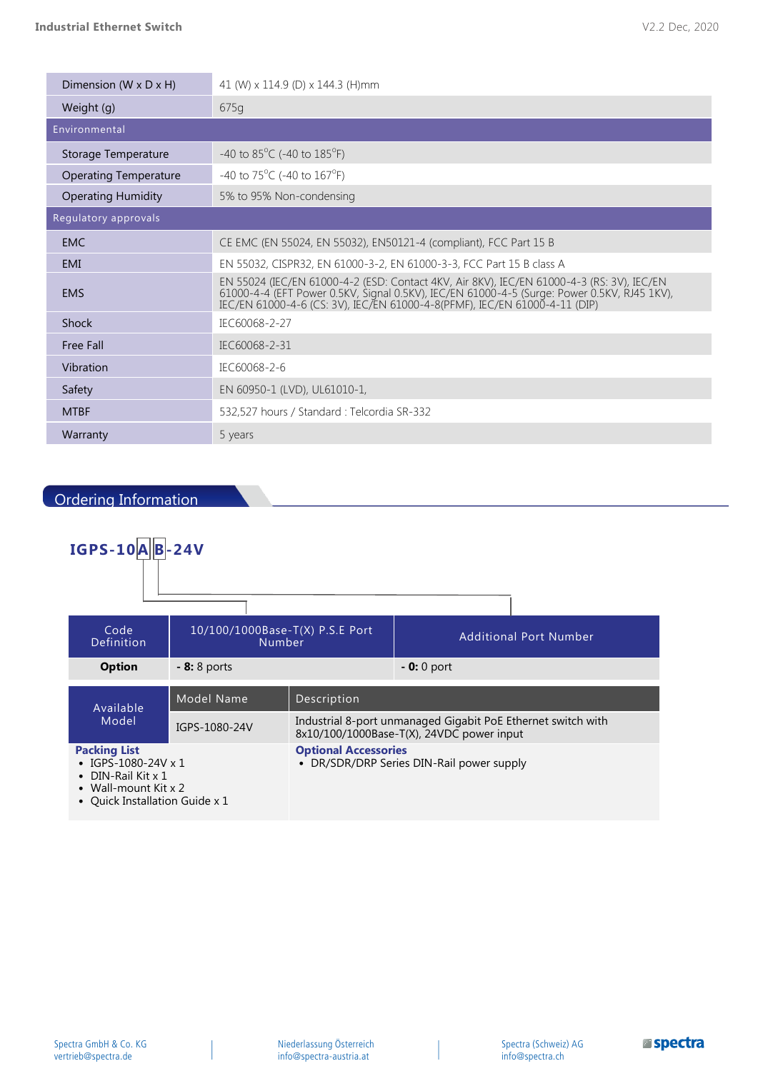| | |
|---|---|
| Dimension (W x D x H) | 41 (W) x 114.9 (D) x 144.3 (H)mm |
| Weight (g) | 675g |
| **Environmental** | |
| Storage Temperature | -40 to 85°C (-40 to 185°F) |
| Operating Temperature | -40 to 75°C (-40 to 167°F) |
| Operating Humidity | 5% to 95% Non-condensing |
| **Regulatory approvals** | |
| EMC | CE EMC (EN 55024, EN 55032), EN50121-4 (compliant), FCC Part 15 B |
| EMI | EN 55032, CISPR32, EN 61000-3-2, EN 61000-3-3, FCC Part 15 B class A |
| EMS | EN 55024 (IEC/EN 61000-4-2 (ESD: Contact 4KV, Air 8KV), IEC/EN 61000-4-3 (RS: 3V), IEC/EN 61000-4-4 (EFT Power 0.5KV, Signal 0.5KV), IEC/EN 61000-4-5 (Surge: Power 0.5KV, RJ45 1KV), IEC/EN 61000-4-6 (CS: 3V), IEC/EN 61000-4-8(PFMF), IEC/EN 61000-4-11 (DIP) |
| Shock | IEC60068-2-27 |
| Free Fall | IEC60068-2-31 |
| Vibration | IEC60068-2-6 |
| Safety | EN 60950-1 (LVD), UL61010-1, |
| MTBF | 532,527 hours / Standard : Telcordia SR-332 |
| Warranty | 5 years |

## Ordering Information

**IGPS-10 A B -24V**

| Code Definition | 10/100/1000Base-T(X) P.S.E Port Number | Additional Port Number |
|---|---|---|
| **Option** | **- 8:** 8 ports | **- 0:** 0 port |

| Available Model | Model Name | Description |
|---|---|---|
| | IGPS-1080-24V | Industrial 8-port unmanaged Gigabit PoE Ethernet switch with 8x10/100/1000Base-T(X), 24VDC power input |

**Packing List**
- IGPS-1080-24V x 1
- DIN-Rail Kit x 1
- Wall-mount Kit x 2
- Quick Installation Guide x 1

**Optional Accessories**
- DR/SDR/DRP Series DIN-Rail power supply